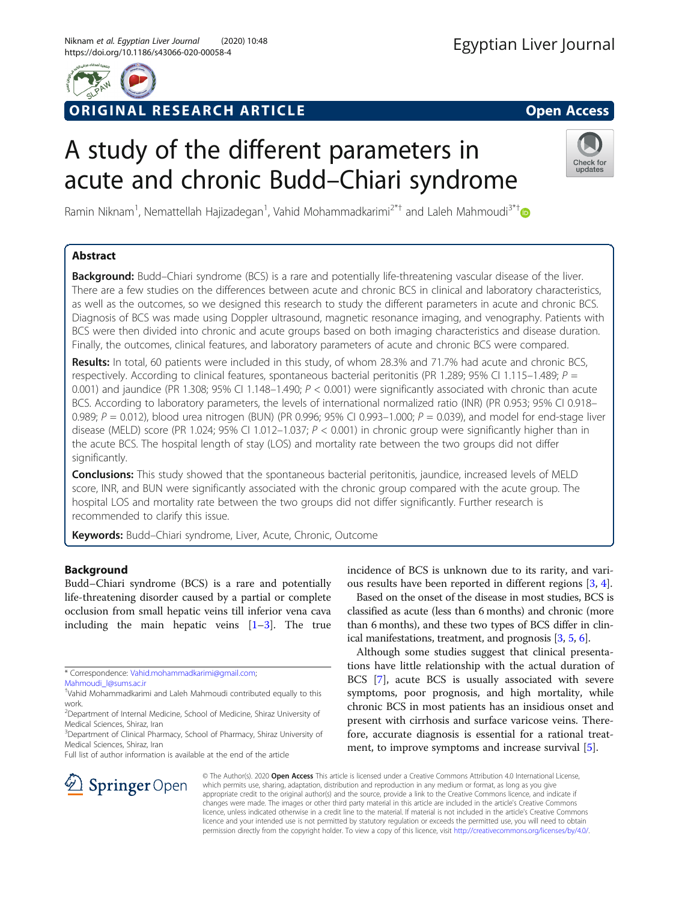ORIGINAL RESEARCH ARTICLE

Open Access

# A study of the different parameters in acute and chronic Budd–Chiari syndrome

Ramin Niknam[1], Nemattellah Hajizadegan[1], Vahid Mohammadkarimi[2*†] and Laleh Mahmoudi[3*†]

## Abstract

**Background:** Budd–Chiari syndrome (BCS) is a rare and potentially life-threatening vascular disease of the liver. There are a few studies on the differences between acute and chronic BCS in clinical and laboratory characteristics, as well as the outcomes, so we designed this research to study the different parameters in acute and chronic BCS. Diagnosis of BCS was made using Doppler ultrasound, magnetic resonance imaging, and venography. Patients with BCS were then divided into chronic and acute groups based on both imaging characteristics and disease duration. Finally, the outcomes, clinical features, and laboratory parameters of acute and chronic BCS were compared.

**Results:** In total, 60 patients were included in this study, of whom 28.3% and 71.7% had acute and chronic BCS, respectively. According to clinical features, spontaneous bacterial peritonitis (PR 1.289; 95% CI 1.115–1.489; $P = 0.001$) and jaundice (PR 1.308; 95% CI 1.148–1.490; $P < 0.001$) were significantly associated with chronic than acute BCS. According to laboratory parameters, the levels of international normalized ratio (INR) (PR 0.953; 95% CI 0.918–0.989; $P = 0.012$), blood urea nitrogen (BUN) (PR 0.996; 95% CI 0.993–1.000; $P = 0.039$), and model for end-stage liver disease (MELD) score (PR 1.024; 95% CI 1.012–1.037; $P < 0.001$) in chronic group were significantly higher than in the acute BCS. The hospital length of stay (LOS) and mortality rate between the two groups did not differ significantly.

**Conclusions:** This study showed that the spontaneous bacterial peritonitis, jaundice, increased levels of MELD score, INR, and BUN were significantly associated with the chronic group compared with the acute group. The hospital LOS and mortality rate between the two groups did not differ significantly. Further research is recommended to clarify this issue.

**Keywords:** Budd–Chiari syndrome, Liver, Acute, Chronic, Outcome

## Background

Budd–Chiari syndrome (BCS) is a rare and potentially life-threatening disorder caused by a partial or complete occlusion from small hepatic veins till inferior vena cava including the main hepatic veins [1–3]. The true incidence of BCS is unknown due to its rarity, and various results have been reported in different regions [3, 4].

Based on the onset of the disease in most studies, BCS is classified as acute (less than 6 months) and chronic (more than 6 months), and these two types of BCS differ in clinical manifestations, treatment, and prognosis [3, 5, 6].

Although some studies suggest that clinical presentations have little relationship with the actual duration of BCS [7], acute BCS is usually associated with severe symptoms, poor prognosis, and high mortality, while chronic BCS in most patients has an insidious onset and present with cirrhosis and surface varicose veins. Therefore, accurate diagnosis is essential for a rational treatment, to improve symptoms and increase survival [5].

\* Correspondence: Vahid.mohammadkarimi@gmail.com; Mahmoudi_l@sums.ac.ir

†Vahid Mohammadkarimi and Laleh Mahmoudi contributed equally to this work.

[2]Department of Internal Medicine, School of Medicine, Shiraz University of Medical Sciences, Shiraz, Iran

[3]Department of Clinical Pharmacy, School of Pharmacy, Shiraz University of Medical Sciences, Shiraz, Iran

Full list of author information is available at the end of the article

© The Author(s). 2020 **Open Access** This article is licensed under a Creative Commons Attribution 4.0 International License, which permits use, sharing, adaptation, distribution and reproduction in any medium or format, as long as you give appropriate credit to the original author(s) and the source, provide a link to the Creative Commons licence, and indicate if changes were made. The images or other third party material in this article are included in the article's Creative Commons licence, unless indicated otherwise in a credit line to the material. If material is not included in the article's Creative Commons licence and your intended use is not permitted by statutory regulation or exceeds the permitted use, you will need to obtain permission directly from the copyright holder. To view a copy of this licence, visit http://creativecommons.org/licenses/by/4.0/.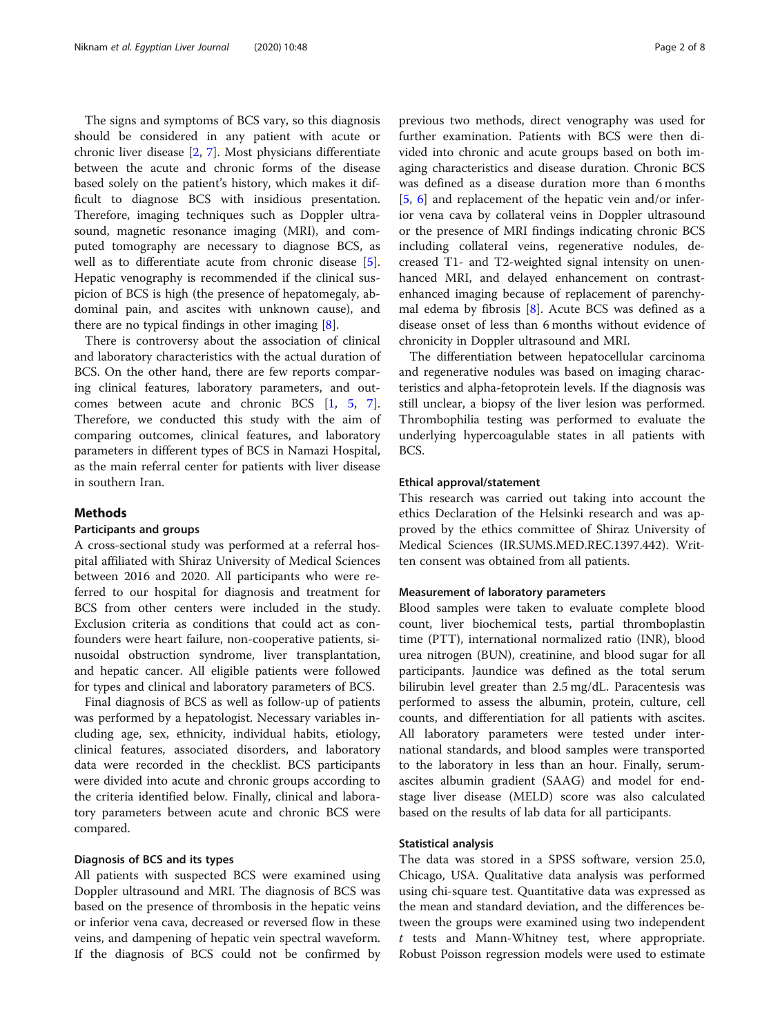The signs and symptoms of BCS vary, so this diagnosis should be considered in any patient with acute or chronic liver disease [2, 7]. Most physicians differentiate between the acute and chronic forms of the disease based solely on the patient's history, which makes it difficult to diagnose BCS with insidious presentation. Therefore, imaging techniques such as Doppler ultrasound, magnetic resonance imaging (MRI), and computed tomography are necessary to diagnose BCS, as well as to differentiate acute from chronic disease [5]. Hepatic venography is recommended if the clinical suspicion of BCS is high (the presence of hepatomegaly, abdominal pain, and ascites with unknown cause), and there are no typical findings in other imaging [8].

There is controversy about the association of clinical and laboratory characteristics with the actual duration of BCS. On the other hand, there are few reports comparing clinical features, laboratory parameters, and outcomes between acute and chronic BCS [1, 5, 7]. Therefore, we conducted this study with the aim of comparing outcomes, clinical features, and laboratory parameters in different types of BCS in Namazi Hospital, as the main referral center for patients with liver disease in southern Iran.

## Methods

### Participants and groups

A cross-sectional study was performed at a referral hospital affiliated with Shiraz University of Medical Sciences between 2016 and 2020. All participants who were referred to our hospital for diagnosis and treatment for BCS from other centers were included in the study. Exclusion criteria as conditions that could act as confounders were heart failure, non-cooperative patients, sinusoidal obstruction syndrome, liver transplantation, and hepatic cancer. All eligible patients were followed for types and clinical and laboratory parameters of BCS.

Final diagnosis of BCS as well as follow-up of patients was performed by a hepatologist. Necessary variables including age, sex, ethnicity, individual habits, etiology, clinical features, associated disorders, and laboratory data were recorded in the checklist. BCS participants were divided into acute and chronic groups according to the criteria identified below. Finally, clinical and laboratory parameters between acute and chronic BCS were compared.

### Diagnosis of BCS and its types

All patients with suspected BCS were examined using Doppler ultrasound and MRI. The diagnosis of BCS was based on the presence of thrombosis in the hepatic veins or inferior vena cava, decreased or reversed flow in these veins, and dampening of hepatic vein spectral waveform. If the diagnosis of BCS could not be confirmed by previous two methods, direct venography was used for further examination. Patients with BCS were then divided into chronic and acute groups based on both imaging characteristics and disease duration. Chronic BCS was defined as a disease duration more than 6 months [5, 6] and replacement of the hepatic vein and/or inferior vena cava by collateral veins in Doppler ultrasound or the presence of MRI findings indicating chronic BCS including collateral veins, regenerative nodules, decreased T1- and T2-weighted signal intensity on unenhanced MRI, and delayed enhancement on contrast-enhanced imaging because of replacement of parenchymal edema by fibrosis [8]. Acute BCS was defined as a disease onset of less than 6 months without evidence of chronicity in Doppler ultrasound and MRI.

The differentiation between hepatocellular carcinoma and regenerative nodules was based on imaging characteristics and alpha-fetoprotein levels. If the diagnosis was still unclear, a biopsy of the liver lesion was performed. Thrombophilia testing was performed to evaluate the underlying hypercoagulable states in all patients with BCS.

### Ethical approval/statement

This research was carried out taking into account the ethics Declaration of the Helsinki research and was approved by the ethics committee of Shiraz University of Medical Sciences (IR.SUMS.MED.REC.1397.442). Written consent was obtained from all patients.

### Measurement of laboratory parameters

Blood samples were taken to evaluate complete blood count, liver biochemical tests, partial thromboplastin time (PTT), international normalized ratio (INR), blood urea nitrogen (BUN), creatinine, and blood sugar for all participants. Jaundice was defined as the total serum bilirubin level greater than 2.5 mg/dL. Paracentesis was performed to assess the albumin, protein, culture, cell counts, and differentiation for all patients with ascites. All laboratory parameters were tested under international standards, and blood samples were transported to the laboratory in less than an hour. Finally, serum-ascites albumin gradient (SAAG) and model for end-stage liver disease (MELD) score was also calculated based on the results of lab data for all participants.

### Statistical analysis

The data was stored in a SPSS software, version 25.0, Chicago, USA. Qualitative data analysis was performed using chi-square test. Quantitative data was expressed as the mean and standard deviation, and the differences between the groups were examined using two independent $t$ tests and Mann-Whitney test, where appropriate. Robust Poisson regression models were used to estimate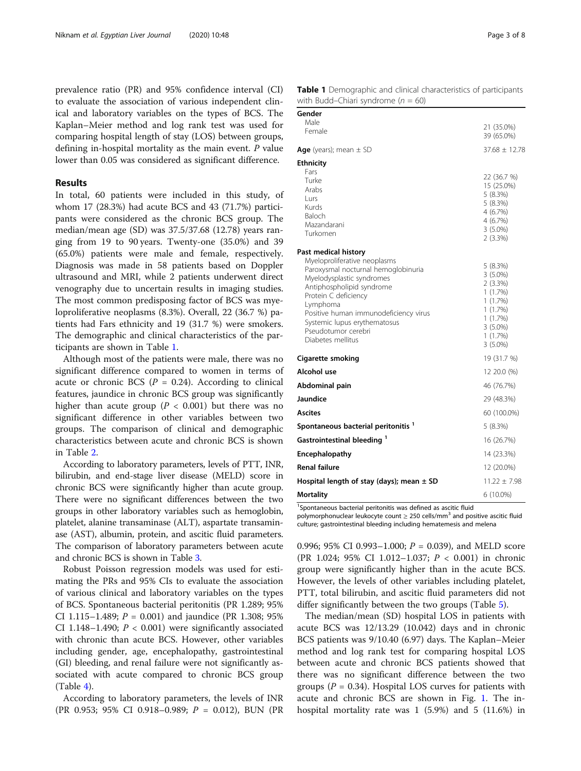prevalence ratio (PR) and 95% confidence interval (CI) to evaluate the association of various independent clinical and laboratory variables on the types of BCS. The Kaplan–Meier method and log rank test was used for comparing hospital length of stay (LOS) between groups, defining in-hospital mortality as the main event. *P* value lower than 0.05 was considered as significant difference.

## Results

In total, 60 patients were included in this study, of whom 17 (28.3%) had acute BCS and 43 (71.7%) participants were considered as the chronic BCS group. The median/mean age (SD) was 37.5/37.68 (12.78) years ranging from 19 to 90 years. Twenty-one (35.0%) and 39 (65.0%) patients were male and female, respectively. Diagnosis was made in 58 patients based on Doppler ultrasound and MRI, while 2 patients underwent direct venography due to uncertain results in imaging studies. The most common predisposing factor of BCS was myeloproliferative neoplasms (8.3%). Overall, 22 (36.7 %) patients had Fars ethnicity and 19 (31.7 %) were smokers. The demographic and clinical characteristics of the participants are shown in Table 1.

Although most of the patients were male, there was no significant difference compared to women in terms of acute or chronic BCS ($P$ = 0.24). According to clinical features, jaundice in chronic BCS group was significantly higher than acute group ($P$ < 0.001) but there was no significant difference in other variables between two groups. The comparison of clinical and demographic characteristics between acute and chronic BCS is shown in Table 2.

According to laboratory parameters, levels of PTT, INR, bilirubin, and end-stage liver disease (MELD) score in chronic BCS were significantly higher than acute group. There were no significant differences between the two groups in other laboratory variables such as hemoglobin, platelet, alanine transaminase (ALT), aspartate transaminase (AST), albumin, protein, and ascitic fluid parameters. The comparison of laboratory parameters between acute and chronic BCS is shown in Table 3.

Robust Poisson regression models was used for estimating the PRs and 95% CIs to evaluate the association of various clinical and laboratory variables on the types of BCS. Spontaneous bacterial peritonitis (PR 1.289; 95% CI 1.115–1.489; $P$ = 0.001) and jaundice (PR 1.308; 95% CI 1.148–1.490; $P$ < 0.001) were significantly associated with chronic than acute BCS. However, other variables including gender, age, encephalopathy, gastrointestinal (GI) bleeding, and renal failure were not significantly associated with acute compared to chronic BCS group (Table 4).

According to laboratory parameters, the levels of INR (PR 0.953; 95% CI 0.918–0.989; $P$ = 0.012), BUN (PR 0.996; 95% CI 0.993–1.000; $P$ = 0.039), and MELD score (PR 1.024; 95% CI 1.012–1.037; $P$ < 0.001) in chronic group were significantly higher than in the acute BCS. However, the levels of other variables including platelet, PTT, total bilirubin, and ascitic fluid parameters did not differ significantly between the two groups (Table 5).

The median/mean (SD) hospital LOS in patients with acute BCS was 12/13.29 (10.042) days and in chronic BCS patients was 9/10.40 (6.97) days. The Kaplan–Meier method and log rank test for comparing hospital LOS between acute and chronic BCS patients showed that there was no significant difference between the two groups ($P$ = 0.34). Hospital LOS curves for patients with acute and chronic BCS are shown in Fig. 1. The in-hospital mortality rate was 1 (5.9%) and 5 (11.6%) in

**Table 1** Demographic and clinical characteristics of participants with Budd–Chiari syndrome ($n$ = 60)

| Variable | Value |
|---|---|
| **Gender** | |
| Male | 21 (35.0%) |
| Female | 39 (65.0%) |
| **Age** (years); mean ± SD | 37.68 ± 12.78 |
| **Ethnicity** | |
| Fars | 22 (36.7 %) |
| Turke | 15 (25.0%) |
| Arabs | 5 (8.3%) |
| Lurs | 5 (8.3%) |
| Kurds | 4 (6.7%) |
| Baloch | 4 (6.7%) |
| Mazandarani | 3 (5.0%) |
| Turkomen | 2 (3.3%) |
| **Past medical history** | |
| Myeloproliferative neoplasms | 5 (8.3%) |
| Paroxysmal nocturnal hemoglobinuria | 3 (5.0%) |
| Myelodysplastic syndromes | 2 (3.3%) |
| Antiphospholipid syndrome | 1 (1.7%) |
| Protein C deficiency | 1 (1.7%) |
| Lymphoma | 1 (1.7%) |
| Positive human immunodeficiency virus | 1 (1.7%) |
| Systemic lupus erythematosus | 3 (5.0%) |
| Pseudotumor cerebri | 1 (1.7%) |
| Diabetes mellitus | 3 (5.0%) |
| **Cigarette smoking** | 19 (31.7 %) |
| **Alcohol use** | 12 20.0 (%) |
| **Abdominal pain** | 46 (76.7%) |
| **Jaundice** | 29 (48.3%) |
| **Ascites** | 60 (100.0%) |
| **Spontaneous bacterial peritonitis** [1] | 5 (8.3%) |
| **Gastrointestinal bleeding** [1] | 16 (26.7%) |
| **Encephalopathy** | 14 (23.3%) |
| **Renal failure** | 12 (20.0%) |
| **Hospital length of stay (days); mean ± SD** | 11.22 ± 7.98 |
| **Mortality** | 6 (10.0%) |

[1] Spontaneous bacterial peritonitis was defined as ascitic fluid polymorphonuclear leukocyte count ≥ 250 cells/mm$^3$ and positive ascitic fluid culture; gastrointestinal bleeding including hematemesis and melena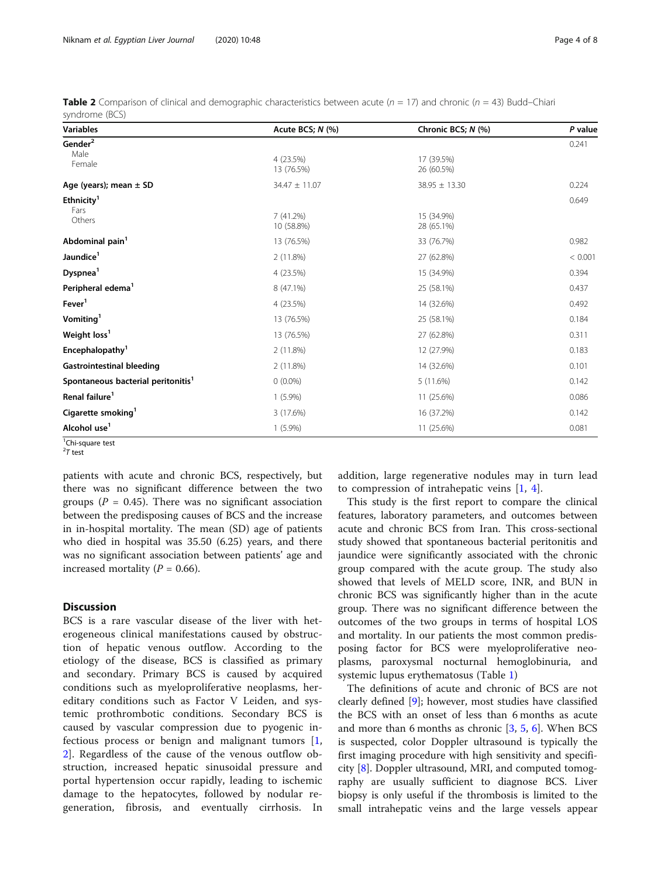**Table 2** Comparison of clinical and demographic characteristics between acute ($n$ = 17) and chronic ($n$ = 43) Budd–Chiari syndrome (BCS)

| Variables | Acute BCS; N (%) | Chronic BCS; N (%) | P value |
|---|---|---|---|
| **Gender**[2] | | | 0.241 |
| Male | 4 (23.5%) | 17 (39.5%) | |
| Female | 13 (76.5%) | 26 (60.5%) | |
| **Age (years); mean ± SD** | 34.47 ± 11.07 | 38.95 ± 13.30 | 0.224 |
| **Ethnicity**[1] | | | 0.649 |
| Fars | 7 (41.2%) | 15 (34.9%) | |
| Others | 10 (58.8%) | 28 (65.1%) | |
| **Abdominal pain**[1] | 13 (76.5%) | 33 (76.7%) | 0.982 |
| **Jaundice**[1] | 2 (11.8%) | 27 (62.8%) | < 0.001 |
| **Dyspnea**[1] | 4 (23.5%) | 15 (34.9%) | 0.394 |
| **Peripheral edema**[1] | 8 (47.1%) | 25 (58.1%) | 0.437 |
| **Fever**[1] | 4 (23.5%) | 14 (32.6%) | 0.492 |
| **Vomiting**[1] | 13 (76.5%) | 25 (58.1%) | 0.184 |
| **Weight loss**[1] | 13 (76.5%) | 27 (62.8%) | 0.311 |
| **Encephalopathy**[1] | 2 (11.8%) | 12 (27.9%) | 0.183 |
| **Gastrointestinal bleeding** | 2 (11.8%) | 14 (32.6%) | 0.101 |
| **Spontaneous bacterial peritonitis**[1] | 0 (0.0%) | 5 (11.6%) | 0.142 |
| **Renal failure**[1] | 1 (5.9%) | 11 (25.6%) | 0.086 |
| **Cigarette smoking**[1] | 3 (17.6%) | 16 (37.2%) | 0.142 |
| **Alcohol use**[1] | 1 (5.9%) | 11 (25.6%) | 0.081 |

[1]Chi-square test
[2]*T* test

patients with acute and chronic BCS, respectively, but there was no significant difference between the two groups ($P$ = 0.45). There was no significant association between the predisposing causes of BCS and the increase in in-hospital mortality. The mean (SD) age of patients who died in hospital was 35.50 (6.25) years, and there was no significant association between patients' age and increased mortality ($P$ = 0.66).

## Discussion

BCS is a rare vascular disease of the liver with heterogeneous clinical manifestations caused by obstruction of hepatic venous outflow. According to the etiology of the disease, BCS is classified as primary and secondary. Primary BCS is caused by acquired conditions such as myeloproliferative neoplasms, hereditary conditions such as Factor V Leiden, and systemic prothrombotic conditions. Secondary BCS is caused by vascular compression due to pyogenic infectious process or benign and malignant tumors [1, 2]. Regardless of the cause of the venous outflow obstruction, increased hepatic sinusoidal pressure and portal hypertension occur rapidly, leading to ischemic damage to the hepatocytes, followed by nodular regeneration, fibrosis, and eventually cirrhosis. In addition, large regenerative nodules may in turn lead to compression of intrahepatic veins [1, 4].

This study is the first report to compare the clinical features, laboratory parameters, and outcomes between acute and chronic BCS from Iran. This cross-sectional study showed that spontaneous bacterial peritonitis and jaundice were significantly associated with the chronic group compared with the acute group. The study also showed that levels of MELD score, INR, and BUN in chronic BCS was significantly higher than in the acute group. There was no significant difference between the outcomes of the two groups in terms of hospital LOS and mortality. In our patients the most common predisposing factor for BCS were myeloproliferative neoplasms, paroxysmal nocturnal hemoglobinuria, and systemic lupus erythematosus (Table 1)

The definitions of acute and chronic of BCS are not clearly defined [9]; however, most studies have classified the BCS with an onset of less than 6 months as acute and more than 6 months as chronic [3, 5, 6]. When BCS is suspected, color Doppler ultrasound is typically the first imaging procedure with high sensitivity and specificity [8]. Doppler ultrasound, MRI, and computed tomography are usually sufficient to diagnose BCS. Liver biopsy is only useful if the thrombosis is limited to the small intrahepatic veins and the large vessels appear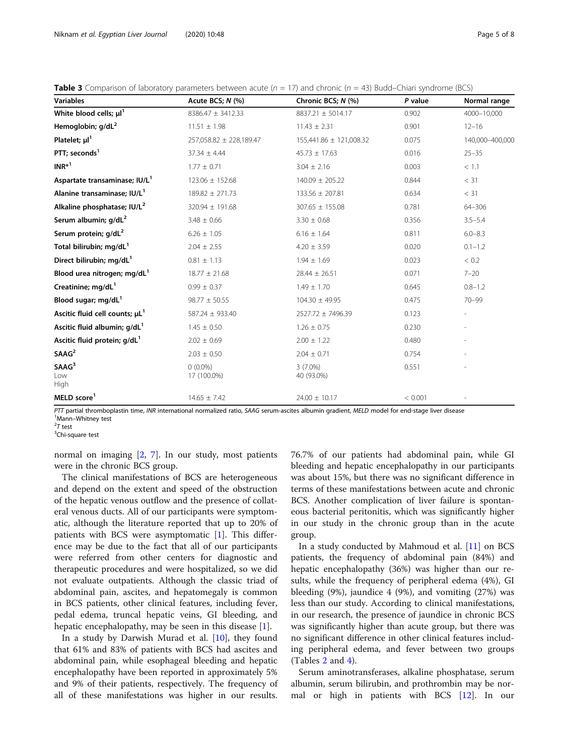**Table 3** Comparison of laboratory parameters between acute ($n$ = 17) and chronic ($n$ = 43) Budd–Chiari syndrome (BCS)

| Variables | Acute BCS; N (%) | Chronic BCS; N (%) | P value | Normal range |
|---|---|---|---|---|
| White blood cells; μl[1] | 8386.47 ± 3412.33 | 8837.21 ± 5014.17 | 0.902 | 4000–10,000 |
| Hemoglobin; g/dL[2] | 11.51 ± 1.98 | 11.43 ± 2.31 | 0.901 | 12–16 |
| Platelet; μl[1] | 257,058.82 ± 228,189.47 | 155,441.86 ± 121,008.32 | 0.075 | 140,000–400,000 |
| PTT; seconds[1] | 37.34 ± 4.44 | 45.73 ± 17.63 | 0.016 | 25–35 |
| INR*[1] | 1.77 ± 0.71 | 3.04 ± 2.16 | 0.003 | < 1.1 |
| Aspartate transaminase; IU/L[1] | 123.06 ± 152.68 | 140.09 ± 205.22 | 0.844 | < 31 |
| Alanine transaminase; IU/L[1] | 189.82 ± 271.73 | 133.56 ± 207.81 | 0.634 | < 31 |
| Alkaline phosphatase; IU/L[2] | 320.94 ± 191.68 | 307.65 ± 155.08 | 0.781 | 64–306 |
| Serum albumin; g/dL[2] | 3.48 ± 0.66 | 3.30 ± 0.68 | 0.356 | 3.5–5.4 |
| Serum protein; g/dL[2] | 6.26 ± 1.05 | 6.16 ± 1.64 | 0.811 | 6.0–8.3 |
| Total bilirubin; mg/dL[1] | 2.04 ± 2.55 | 4.20 ± 3.59 | 0.020 | 0.1–1.2 |
| Direct bilirubin; mg/dL[1] | 0.81 ± 1.13 | 1.94 ± 1.69 | 0.023 | < 0.2 |
| Blood urea nitrogen; mg/dL[1] | 18.77 ± 21.68 | 28.44 ± 26.51 | 0.071 | 7–20 |
| Creatinine; mg/dL[1] | 0.99 ± 0.37 | 1.49 ± 1.70 | 0.645 | 0.8–1.2 |
| Blood sugar; mg/dL[1] | 98.77 ± 50.55 | 104.30 ± 49.95 | 0.475 | 70–99 |
| Ascitic fluid cell counts; μL[1] | 587.24 ± 933.40 | 2527.72 ± 7496.39 | 0.123 | - |
| Ascitic fluid albumin; g/dL[1] | 1.45 ± 0.50 | 1.26 ± 0.75 | 0.230 | - |
| Ascitic fluid protein; g/dL[1] | 2.02 ± 0.69 | 2.00 ± 1.22 | 0.480 | - |
| SAAG[2] | 2.03 ± 0.50 | 2.04 ± 0.71 | 0.754 | - |
| SAAG[3] | | | 0.551 | - |
| Low | 0 (0.0%) | 3 (7.0%) | | |
| High | 17 (100.0%) | 40 (93.0%) | | |
| MELD score[1] | 14.65 ± 7.42 | 24.00 ± 10.17 | < 0.001 | - |

*PTT* partial thromboplastin time, *INR* international normalized ratio, *SAAG* serum-ascites albumin gradient, *MELD* model for end-stage liver disease
[1]Mann–Whitney test
[2]*T* test
[3]Chi-square test

normal on imaging [2, 7]. In our study, most patients were in the chronic BCS group.

The clinical manifestations of BCS are heterogeneous and depend on the extent and speed of the obstruction of the hepatic venous outflow and the presence of collateral venous ducts. All of our participants were symptomatic, although the literature reported that up to 20% of patients with BCS were asymptomatic [1]. This difference may be due to the fact that all of our participants were referred from other centers for diagnostic and therapeutic procedures and were hospitalized, so we did not evaluate outpatients. Although the classic triad of abdominal pain, ascites, and hepatomegaly is common in BCS patients, other clinical features, including fever, pedal edema, truncal hepatic veins, GI bleeding, and hepatic encephalopathy, may be seen in this disease [1].

In a study by Darwish Murad et al. [10], they found that 61% and 83% of patients with BCS had ascites and abdominal pain, while esophageal bleeding and hepatic encephalopathy have been reported in approximately 5% and 9% of their patients, respectively. The frequency of all of these manifestations was higher in our results. 76.7% of our patients had abdominal pain, while GI bleeding and hepatic encephalopathy in our participants was about 15%, but there was no significant difference in terms of these manifestations between acute and chronic BCS. Another complication of liver failure is spontaneous bacterial peritonitis, which was significantly higher in our study in the chronic group than in the acute group.

In a study conducted by Mahmoud et al. [11] on BCS patients, the frequency of abdominal pain (84%) and hepatic encephalopathy (36%) was higher than our results, while the frequency of peripheral edema (4%), GI bleeding (9%), jaundice 4 (9%), and vomiting (27%) was less than our study. According to clinical manifestations, in our research, the presence of jaundice in chronic BCS was significantly higher than acute group, but there was no significant difference in other clinical features including peripheral edema, and fever between two groups (Tables 2 and 4).

Serum aminotransferases, alkaline phosphatase, serum albumin, serum bilirubin, and prothrombin may be normal or high in patients with BCS [12]. In our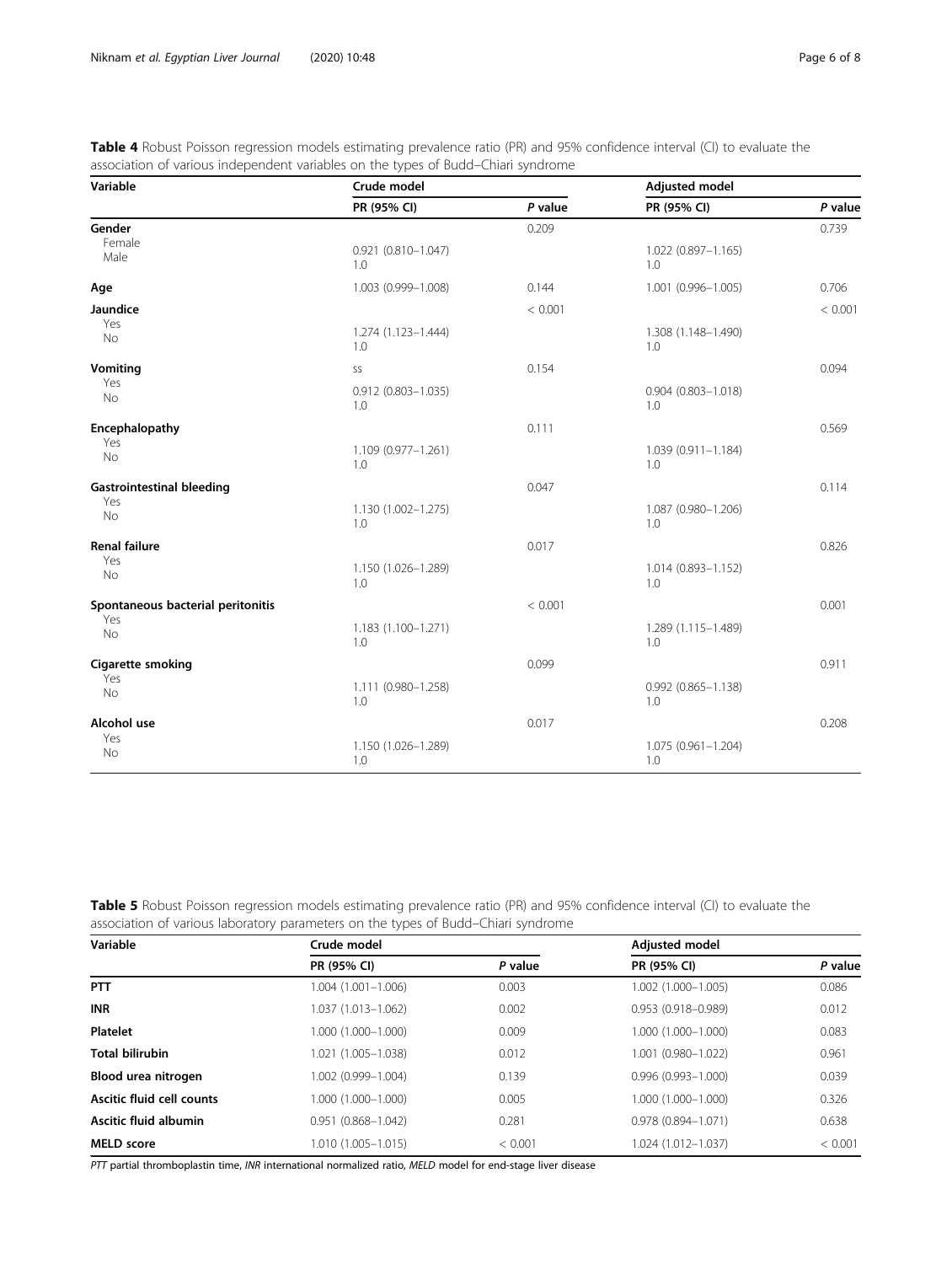**Table 4** Robust Poisson regression models estimating prevalence ratio (PR) and 95% confidence interval (CI) to evaluate the association of various independent variables on the types of Budd–Chiari syndrome

| Variable | Crude model | | Adjusted model | |
|---|---|---|---|---|
| | PR (95% CI) | *P* value | PR (95% CI) | *P* value |
| **Gender** | | 0.209 | | 0.739 |
| Female | 0.921 (0.810–1.047) | | 1.022 (0.897–1.165) | |
| Male | 1.0 | | 1.0 | |
| **Age** | 1.003 (0.999–1.008) | 0.144 | 1.001 (0.996–1.005) | 0.706 |
| **Jaundice** | | < 0.001 | | < 0.001 |
| Yes | 1.274 (1.123–1.444) | | 1.308 (1.148–1.490) | |
| No | 1.0 | | 1.0 | |
| **Vomiting** | SS | 0.154 | | 0.094 |
| Yes | 0.912 (0.803–1.035) | | 0.904 (0.803–1.018) | |
| No | 1.0 | | 1.0 | |
| **Encephalopathy** | | 0.111 | | 0.569 |
| Yes | 1.109 (0.977–1.261) | | 1.039 (0.911–1.184) | |
| No | 1.0 | | 1.0 | |
| **Gastrointestinal bleeding** | | 0.047 | | 0.114 |
| Yes | 1.130 (1.002–1.275) | | 1.087 (0.980–1.206) | |
| No | 1.0 | | 1.0 | |
| **Renal failure** | | 0.017 | | 0.826 |
| Yes | 1.150 (1.026–1.289) | | 1.014 (0.893–1.152) | |
| No | 1.0 | | 1.0 | |
| **Spontaneous bacterial peritonitis** | | < 0.001 | | 0.001 |
| Yes | 1.183 (1.100–1.271) | | 1.289 (1.115–1.489) | |
| No | 1.0 | | 1.0 | |
| **Cigarette smoking** | | 0.099 | | 0.911 |
| Yes | 1.111 (0.980–1.258) | | 0.992 (0.865–1.138) | |
| No | 1.0 | | 1.0 | |
| **Alcohol use** | | 0.017 | | 0.208 |
| Yes | 1.150 (1.026–1.289) | | 1.075 (0.961–1.204) | |
| No | 1.0 | | 1.0 | |

**Table 5** Robust Poisson regression models estimating prevalence ratio (PR) and 95% confidence interval (CI) to evaluate the association of various laboratory parameters on the types of Budd–Chiari syndrome

| Variable | Crude model | | Adjusted model | |
|---|---|---|---|---|
| | PR (95% CI) | *P* value | PR (95% CI) | *P* value |
| **PTT** | 1.004 (1.001–1.006) | 0.003 | 1.002 (1.000–1.005) | 0.086 |
| **INR** | 1.037 (1.013–1.062) | 0.002 | 0.953 (0.918–0.989) | 0.012 |
| **Platelet** | 1.000 (1.000–1.000) | 0.009 | 1.000 (1.000–1.000) | 0.083 |
| **Total bilirubin** | 1.021 (1.005–1.038) | 0.012 | 1.001 (0.980–1.022) | 0.961 |
| **Blood urea nitrogen** | 1.002 (0.999–1.004) | 0.139 | 0.996 (0.993–1.000) | 0.039 |
| **Ascitic fluid cell counts** | 1.000 (1.000–1.000) | 0.005 | 1.000 (1.000–1.000) | 0.326 |
| **Ascitic fluid albumin** | 0.951 (0.868–1.042) | 0.281 | 0.978 (0.894–1.071) | 0.638 |
| **MELD score** | 1.010 (1.005–1.015) | < 0.001 | 1.024 (1.012–1.037) | < 0.001 |

*PTT* partial thromboplastin time, *INR* international normalized ratio, *MELD* model for end-stage liver disease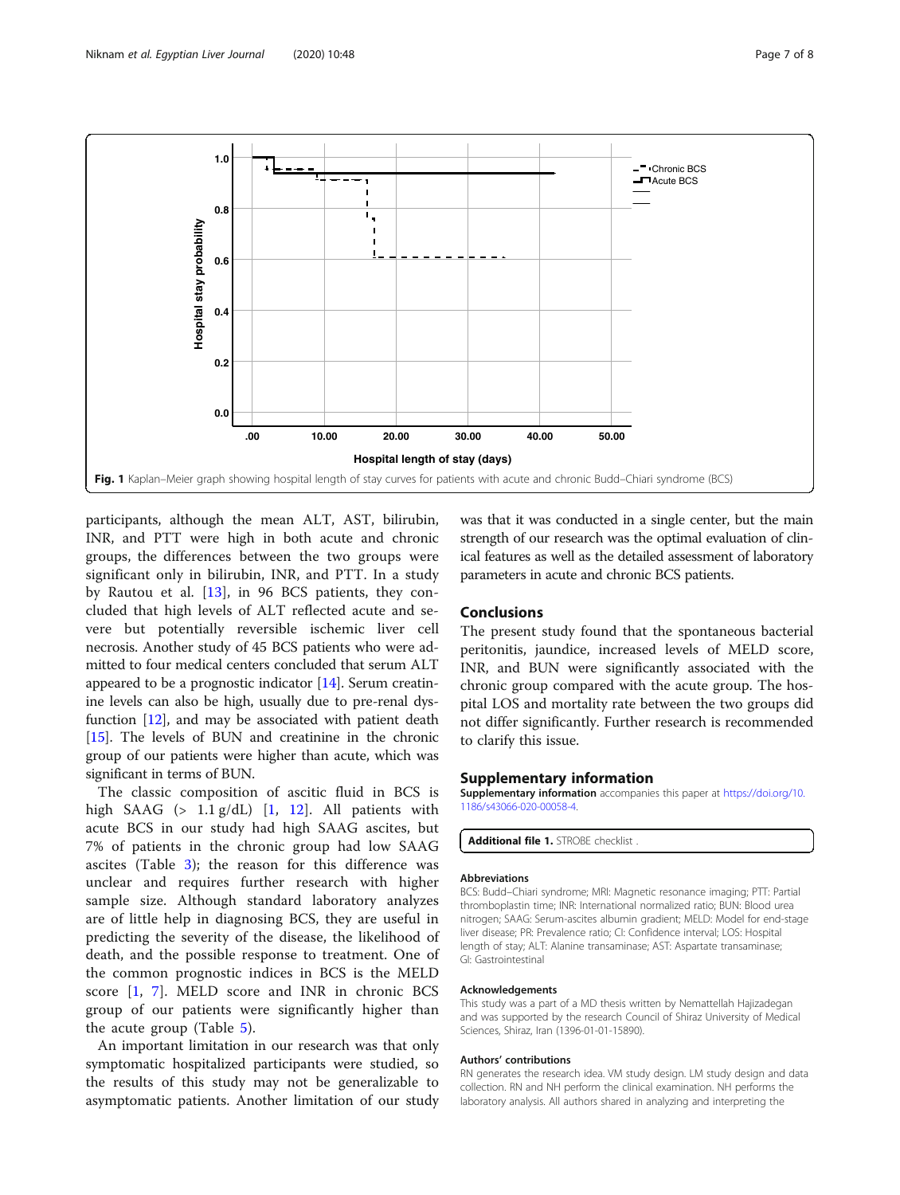Fig. 1 Kaplan–Meier graph showing hospital length of stay curves for patients with acute and chronic Budd–Chiari syndrome (BCS)

participants, although the mean ALT, AST, bilirubin, INR, and PTT were high in both acute and chronic groups, the differences between the two groups were significant only in bilirubin, INR, and PTT. In a study by Rautou et al. [13], in 96 BCS patients, they concluded that high levels of ALT reflected acute and severe but potentially reversible ischemic liver cell necrosis. Another study of 45 BCS patients who were admitted to four medical centers concluded that serum ALT appeared to be a prognostic indicator [14]. Serum creatinine levels can also be high, usually due to pre-renal dysfunction [12], and may be associated with patient death [15]. The levels of BUN and creatinine in the chronic group of our patients were higher than acute, which was significant in terms of BUN.

The classic composition of ascitic fluid in BCS is high SAAG (> 1.1 g/dL) [1, 12]. All patients with acute BCS in our study had high SAAG ascites, but 7% of patients in the chronic group had low SAAG ascites (Table 3); the reason for this difference was unclear and requires further research with higher sample size. Although standard laboratory analyzes are of little help in diagnosing BCS, they are useful in predicting the severity of the disease, the likelihood of death, and the possible response to treatment. One of the common prognostic indices in BCS is the MELD score [1, 7]. MELD score and INR in chronic BCS group of our patients were significantly higher than the acute group (Table 5).

An important limitation in our research was that only symptomatic hospitalized participants were studied, so the results of this study may not be generalizable to asymptomatic patients. Another limitation of our study was that it was conducted in a single center, but the main strength of our research was the optimal evaluation of clinical features as well as the detailed assessment of laboratory parameters in acute and chronic BCS patients.

## Conclusions

The present study found that the spontaneous bacterial peritonitis, jaundice, increased levels of MELD score, INR, and BUN were significantly associated with the chronic group compared with the acute group. The hospital LOS and mortality rate between the two groups did not differ significantly. Further research is recommended to clarify this issue.

## Supplementary information

**Supplementary information** accompanies this paper at https://doi.org/10.1186/s43066-020-00058-4.

**Additional file 1.** STROBE checklist .

### Abbreviations

BCS: Budd–Chiari syndrome; MRI: Magnetic resonance imaging; PTT: Partial thromboplastin time; INR: International normalized ratio; BUN: Blood urea nitrogen; SAAG: Serum-ascites albumin gradient; MELD: Model for end-stage liver disease; PR: Prevalence ratio; CI: Confidence interval; LOS: Hospital length of stay; ALT: Alanine transaminase; AST: Aspartate transaminase; GI: Gastrointestinal

### Acknowledgements

This study was a part of a MD thesis written by Nemattellah Hajizadegan and was supported by the research Council of Shiraz University of Medical Sciences, Shiraz, Iran (1396-01-01-15890).

### Authors' contributions

RN generates the research idea. VM study design. LM study design and data collection. RN and NH perform the clinical examination. NH performs the laboratory analysis. All authors shared in analyzing and interpreting the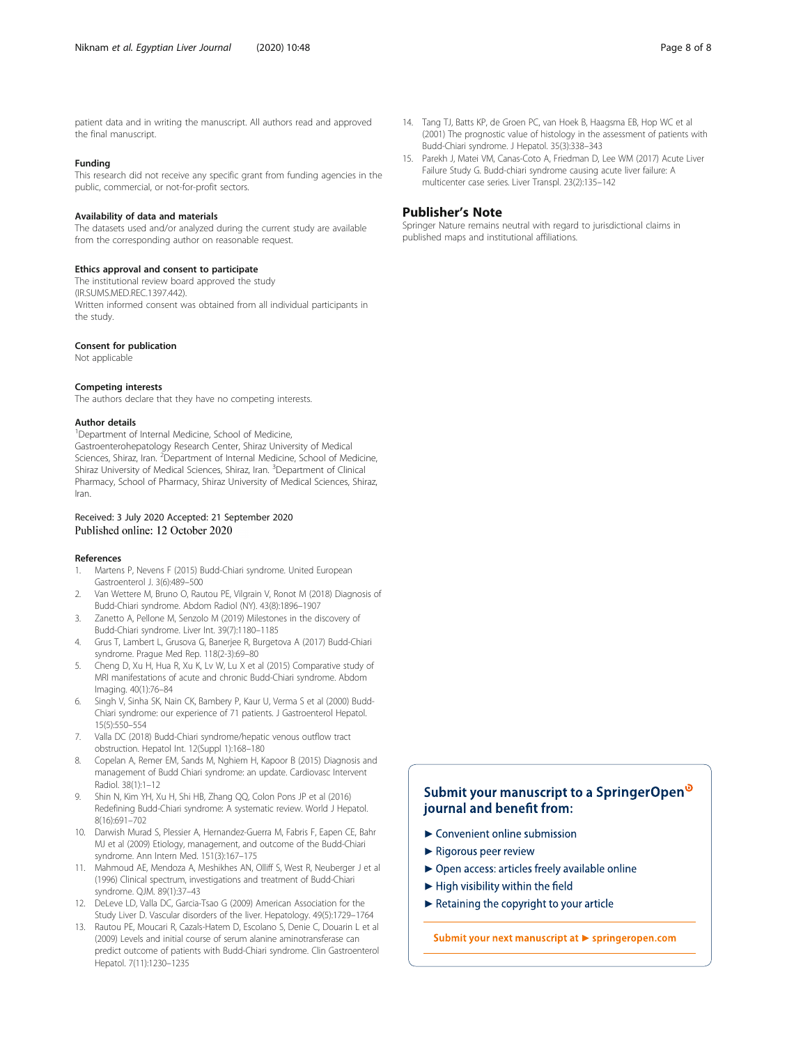patient data and in writing the manuscript. All authors read and approved the final manuscript.

#### Funding

This research did not receive any specific grant from funding agencies in the public, commercial, or not-for-profit sectors.

#### Availability of data and materials

The datasets used and/or analyzed during the current study are available from the corresponding author on reasonable request.

#### Ethics approval and consent to participate

The institutional review board approved the study (IR.SUMS.MED.REC.1397.442).
Written informed consent was obtained from all individual participants in the study.

#### Consent for publication

Not applicable

#### Competing interests

The authors declare that they have no competing interests.

#### Author details

[1]Department of Internal Medicine, School of Medicine, Gastroenterohepatology Research Center, Shiraz University of Medical Sciences, Shiraz, Iran. [2]Department of Internal Medicine, School of Medicine, Shiraz University of Medical Sciences, Shiraz, Iran. [3]Department of Clinical Pharmacy, School of Pharmacy, Shiraz University of Medical Sciences, Shiraz, Iran.

Received: 3 July 2020 Accepted: 21 September 2020
Published online: 12 October 2020

#### References

1. Martens P, Nevens F (2015) Budd-Chiari syndrome. United European Gastroenterol J. 3(6):489–500
2. Van Wettere M, Bruno O, Rautou PE, Vilgrain V, Ronot M (2018) Diagnosis of Budd-Chiari syndrome. Abdom Radiol (NY). 43(8):1896–1907
3. Zanetto A, Pellone M, Senzolo M (2019) Milestones in the discovery of Budd-Chiari syndrome. Liver Int. 39(7):1180–1185
4. Grus T, Lambert L, Grusova G, Banerjee R, Burgetova A (2017) Budd-Chiari syndrome. Prague Med Rep. 118(2-3):69–80
5. Cheng D, Xu H, Hua R, Xu K, Lv W, Lu X et al (2015) Comparative study of MRI manifestations of acute and chronic Budd-Chiari syndrome. Abdom Imaging. 40(1):76–84
6. Singh V, Sinha SK, Nain CK, Bambery P, Kaur U, Verma S et al (2000) Budd-Chiari syndrome: our experience of 71 patients. J Gastroenterol Hepatol. 15(5):550–554
7. Valla DC (2018) Budd-Chiari syndrome/hepatic venous outflow tract obstruction. Hepatol Int. 12(Suppl 1):168–180
8. Copelan A, Remer EM, Sands M, Nghiem H, Kapoor B (2015) Diagnosis and management of Budd Chiari syndrome: an update. Cardiovasc Intervent Radiol. 38(1):1–12
9. Shin N, Kim YH, Xu H, Shi HB, Zhang QQ, Colon Pons JP et al (2016) Redefining Budd-Chiari syndrome: A systematic review. World J Hepatol. 8(16):691–702
10. Darwish Murad S, Plessier A, Hernandez-Guerra M, Fabris F, Eapen CE, Bahr MJ et al (2009) Etiology, management, and outcome of the Budd-Chiari syndrome. Ann Intern Med. 151(3):167–175
11. Mahmoud AE, Mendoza A, Meshikhes AN, Olliff S, West R, Neuberger J et al (1996) Clinical spectrum, investigations and treatment of Budd-Chiari syndrome. QJM. 89(1):37–43
12. DeLeve LD, Valla DC, Garcia-Tsao G (2009) American Association for the Study Liver D. Vascular disorders of the liver. Hepatology. 49(5):1729–1764
13. Rautou PE, Moucari R, Cazals-Hatem D, Escolano S, Denie C, Douarin L et al (2009) Levels and initial course of serum alanine aminotransferase can predict outcome of patients with Budd-Chiari syndrome. Clin Gastroenterol Hepatol. 7(11):1230–1235
14. Tang TJ, Batts KP, de Groen PC, van Hoek B, Haagsma EB, Hop WC et al (2001) The prognostic value of histology in the assessment of patients with Budd-Chiari syndrome. J Hepatol. 35(3):338–343
15. Parekh J, Matei VM, Canas-Coto A, Friedman D, Lee WM (2017) Acute Liver Failure Study G. Budd-chiari syndrome causing acute liver failure: A multicenter case series. Liver Transpl. 23(2):135–142

## Publisher's Note

Springer Nature remains neutral with regard to jurisdictional claims in published maps and institutional affiliations.

**Submit your manuscript to a SpringerOpen journal and benefit from:**

- ► Convenient online submission
- ► Rigorous peer review
- ► Open access: articles freely available online
- ► High visibility within the field
- ► Retaining the copyright to your article

Submit your next manuscript at ► springeropen.com